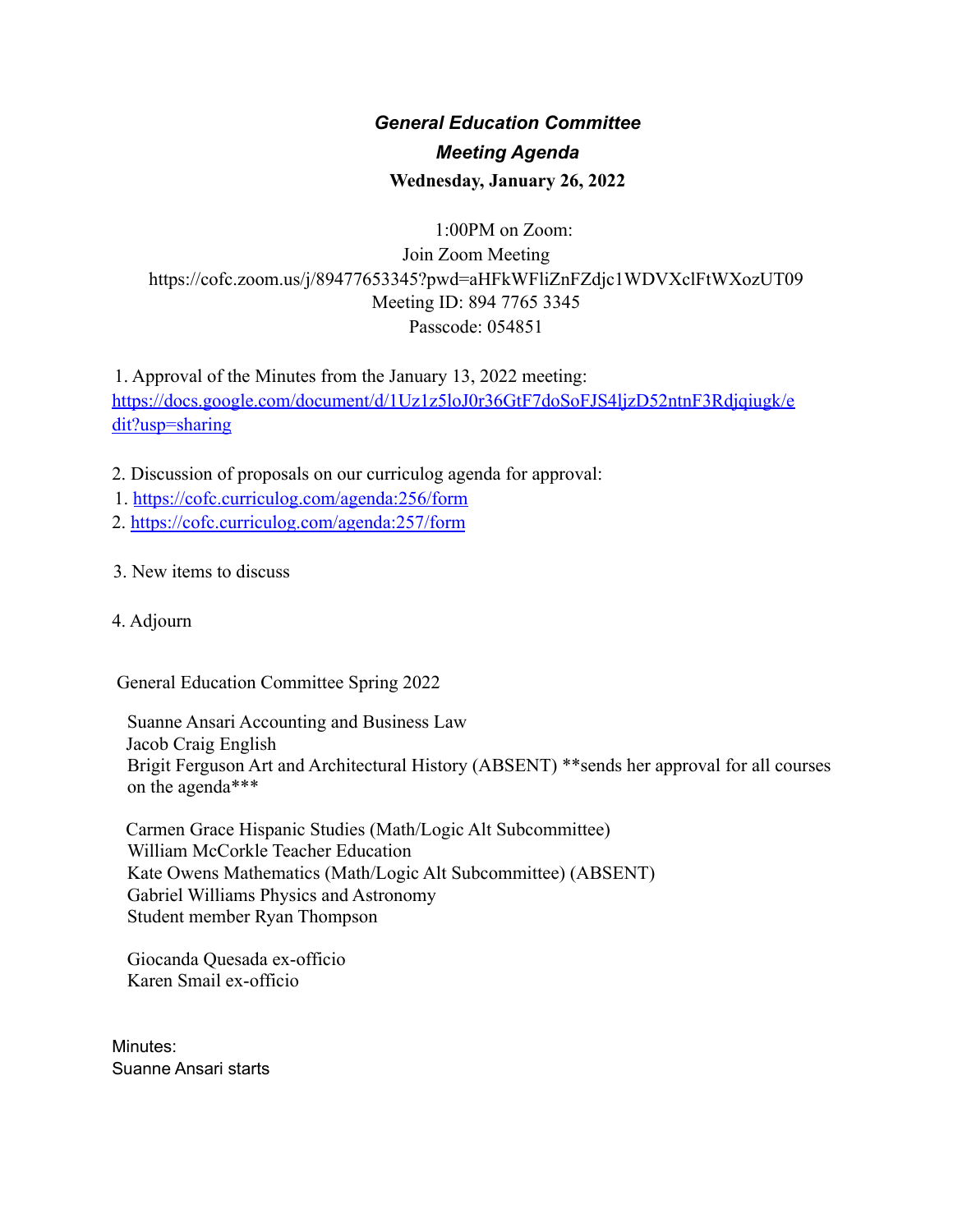***General Education Committee***

***Meeting Agenda***

**Wednesday, January 26, 2022**

1:00PM on Zoom:
Join Zoom Meeting
https://cofc.zoom.us/j/89477653345?pwd=aHFkWFliZnFZdjc1WDVXclFtWXozUT09
Meeting ID: 894 7765 3345
Passcode: 054851

1. Approval of the Minutes from the January 13, 2022 meeting: [https://docs.google.com/document/d/1Uz1z5loJ0r36GtF7doSoFJS4ljzD52ntnF3Rdjqiugk/edit?usp=sharing](https://docs.google.com/document/d/1Uz1z5loJ0r36GtF7doSoFJS4ljzD52ntnF3Rdjqiugk/edit?usp=sharing)

2. Discussion of proposals on our curriculog agenda for approval:
   1. [https://cofc.curriculog.com/agenda:256/form](https://cofc.curriculog.com/agenda:256/form)
   2. [https://cofc.curriculog.com/agenda:257/form](https://cofc.curriculog.com/agenda:257/form)

3. New items to discuss

4. Adjourn

General Education Committee Spring 2022

Suanne Ansari Accounting and Business Law
Jacob Craig English
Brigit Ferguson Art and Architectural History (ABSENT) **sends her approval for all courses on the agenda***

Carmen Grace Hispanic Studies (Math/Logic Alt Subcommittee)
William McCorkle Teacher Education
Kate Owens Mathematics (Math/Logic Alt Subcommittee) (ABSENT)
Gabriel Williams Physics and Astronomy
Student member Ryan Thompson

Giocanda Quesada ex-officio
Karen Smail ex-officio

Minutes:
Suanne Ansari starts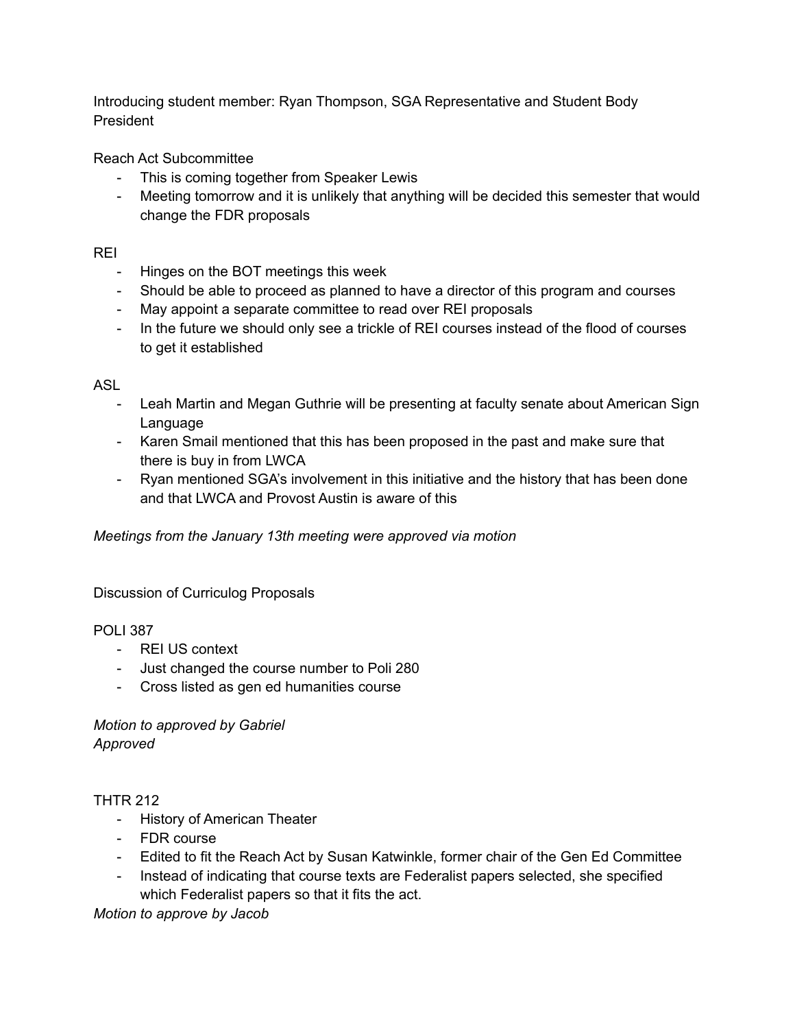Introducing student member: Ryan Thompson, SGA Representative and Student Body President

Reach Act Subcommittee

- This is coming together from Speaker Lewis
- Meeting tomorrow and it is unlikely that anything will be decided this semester that would change the FDR proposals

REI

- Hinges on the BOT meetings this week
- Should be able to proceed as planned to have a director of this program and courses
- May appoint a separate committee to read over REI proposals
- In the future we should only see a trickle of REI courses instead of the flood of courses to get it established

ASL

- Leah Martin and Megan Guthrie will be presenting at faculty senate about American Sign Language
- Karen Smail mentioned that this has been proposed in the past and make sure that there is buy in from LWCA
- Ryan mentioned SGA's involvement in this initiative and the history that has been done and that LWCA and Provost Austin is aware of this

*Meetings from the January 13th meeting were approved via motion*

Discussion of Curriculog Proposals

POLI 387

- REI US context
- Just changed the course number to Poli 280
- Cross listed as gen ed humanities course

*Motion to approved by Gabriel*
*Approved*

THTR 212

- History of American Theater
- FDR course
- Edited to fit the Reach Act by Susan Katwinkle, former chair of the Gen Ed Committee
- Instead of indicating that course texts are Federalist papers selected, she specified which Federalist papers so that it fits the act.

*Motion to approve by Jacob*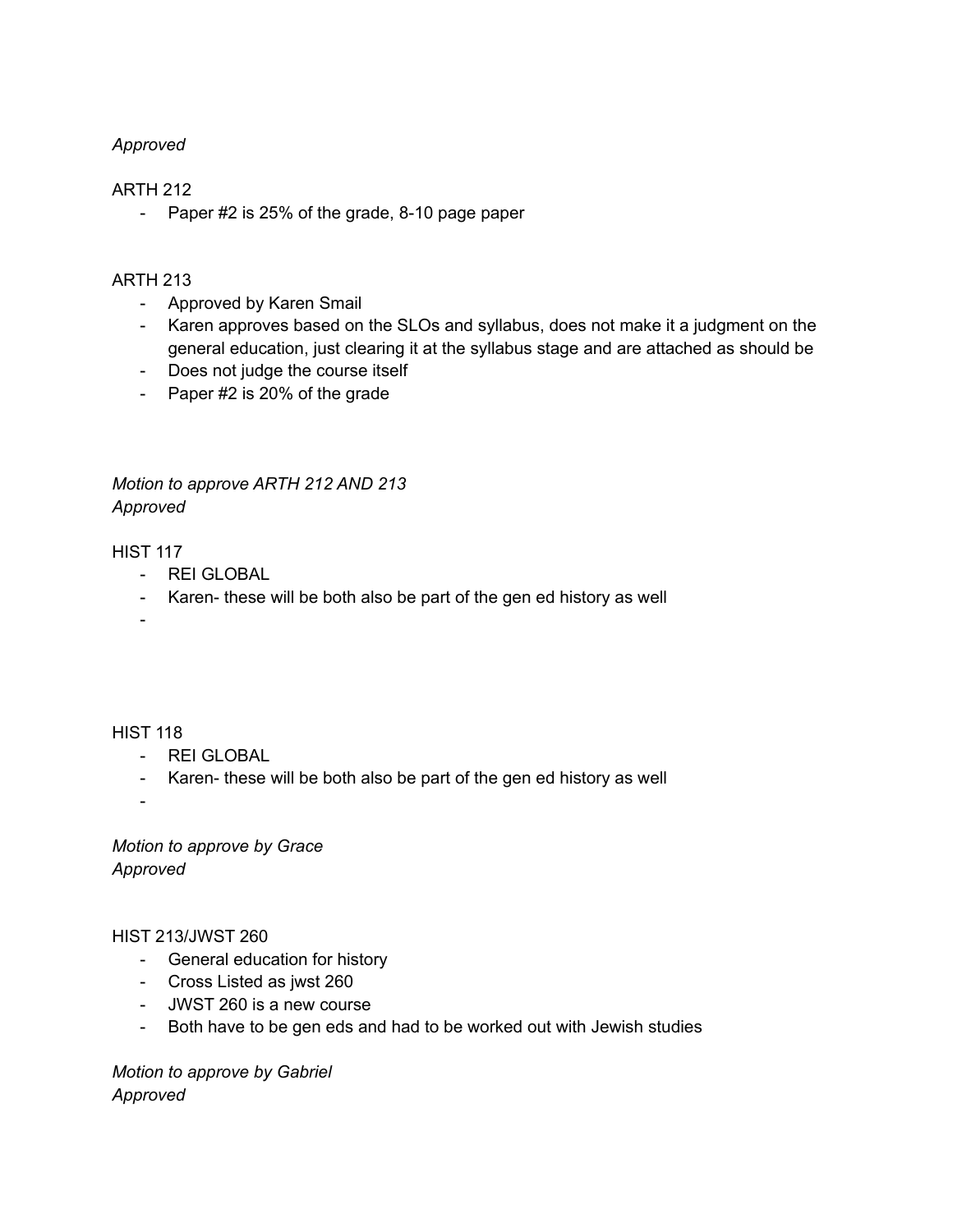*Approved*

ARTH 212

- Paper #2 is 25% of the grade, 8-10 page paper

ARTH 213

- Approved by Karen Smail
- Karen approves based on the SLOs and syllabus, does not make it a judgment on the general education, just clearing it at the syllabus stage and are attached as should be
- Does not judge the course itself
- Paper #2 is 20% of the grade

*Motion to approve ARTH 212 AND 213*
*Approved*

HIST 117

- REI GLOBAL
- Karen- these will be both also be part of the gen ed history as well
-

HIST 118

- REI GLOBAL
- Karen- these will be both also be part of the gen ed history as well
-

*Motion to approve by Grace*
*Approved*

HIST 213/JWST 260

- General education for history
- Cross Listed as jwst 260
- JWST 260 is a new course
- Both have to be gen eds and had to be worked out with Jewish studies

*Motion to approve by Gabriel*
*Approved*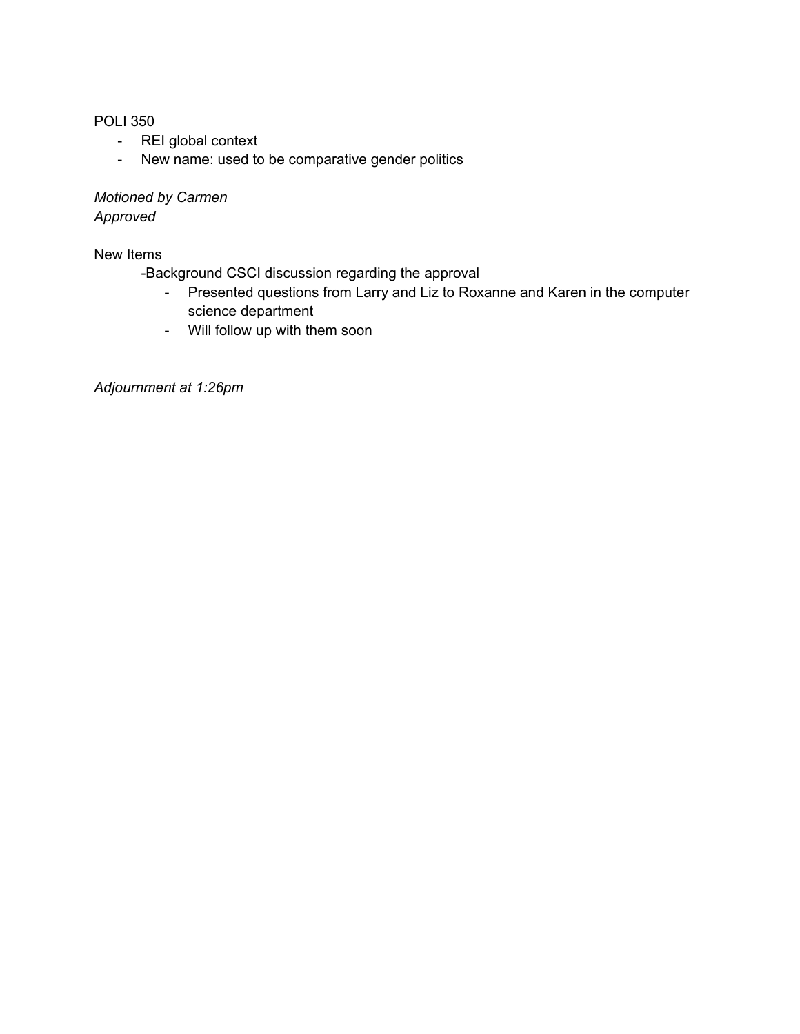POLI 350

- REI global context
- New name: used to be comparative gender politics

*Motioned by Carmen*
*Approved*

New Items

-Background CSCI discussion regarding the approval

- Presented questions from Larry and Liz to Roxanne and Karen in the computer science department
- Will follow up with them soon

*Adjournment at 1:26pm*